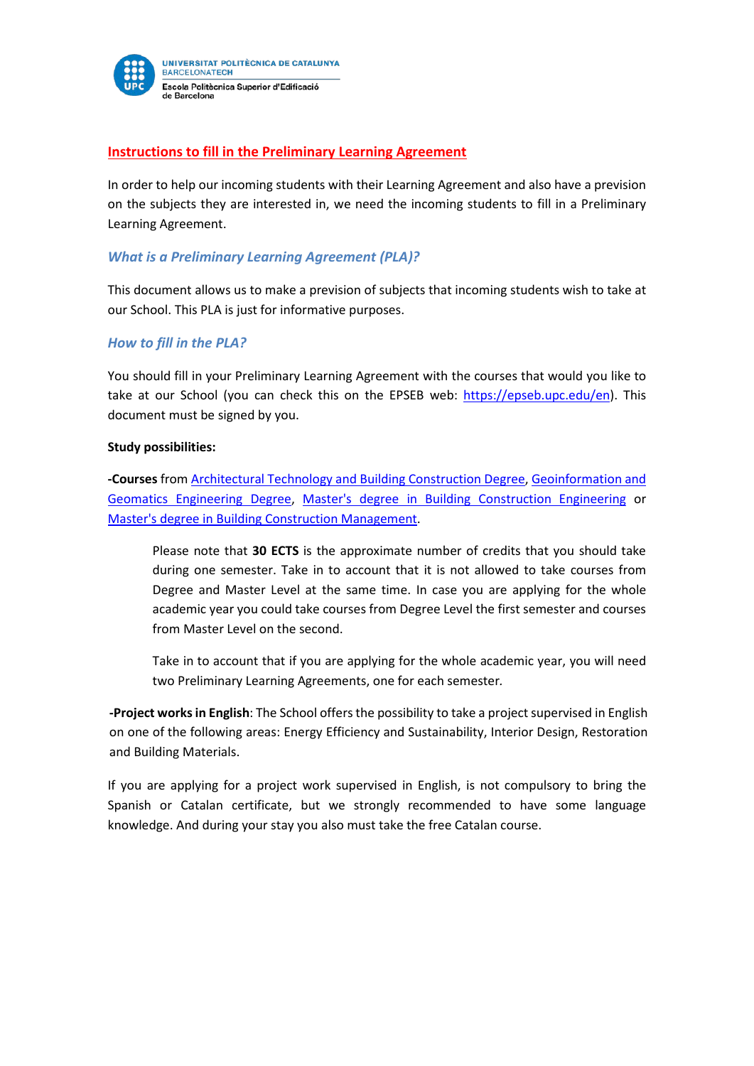UNIVERSITAT POLITÈCNICA DE CATALUNYA
BARCELONATECH
Escola Politècnica Superior d'Edificació de Barcelona

# Instructions to fill in the Preliminary Learning Agreement

In order to help our incoming students with their Learning Agreement and also have a prevision on the subjects they are interested in, we need the incoming students to fill in a Preliminary Learning Agreement.

## *What is a Preliminary Learning Agreement (PLA)?*

This document allows us to make a prevision of subjects that incoming students wish to take at our School. This PLA is just for informative purposes.

## *How to fill in the PLA?*

You should fill in your Preliminary Learning Agreement with the courses that would you like to take at our School (you can check this on the EPSEB web: https://epseb.upc.edu/en). This document must be signed by you.

**Study possibilities:**

**-Courses** from Architectural Technology and Building Construction Degree, Geoinformation and Geomatics Engineering Degree, Master's degree in Building Construction Engineering or Master's degree in Building Construction Management.

> Please note that **30 ECTS** is the approximate number of credits that you should take during one semester. Take in to account that it is not allowed to take courses from Degree and Master Level at the same time. In case you are applying for the whole academic year you could take courses from Degree Level the first semester and courses from Master Level on the second.
>
> Take in to account that if you are applying for the whole academic year, you will need two Preliminary Learning Agreements, one for each semester.

**-Project works in English**: The School offers the possibility to take a project supervised in English on one of the following areas: Energy Efficiency and Sustainability, Interior Design, Restoration and Building Materials.

If you are applying for a project work supervised in English, is not compulsory to bring the Spanish or Catalan certificate, but we strongly recommended to have some language knowledge. And during your stay you also must take the free Catalan course.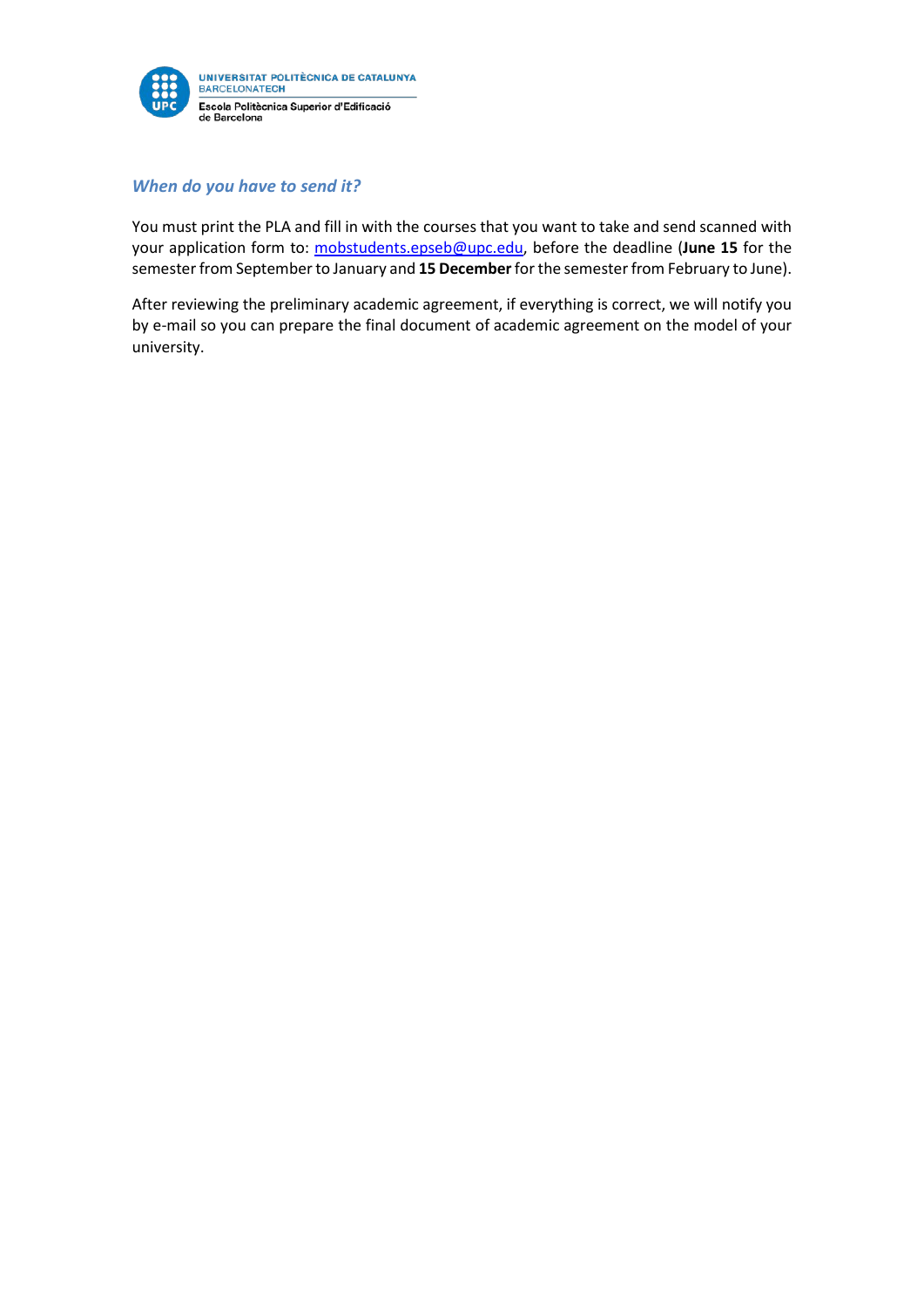### *When do you have to send it?*

You must print the PLA and fill in with the courses that you want to take and send scanned with your application form to: mobstudents.epseb@upc.edu, before the deadline (**June 15** for the semester from September to January and **15 December** for the semester from February to June).

After reviewing the preliminary academic agreement, if everything is correct, we will notify you by e-mail so you can prepare the final document of academic agreement on the model of your university.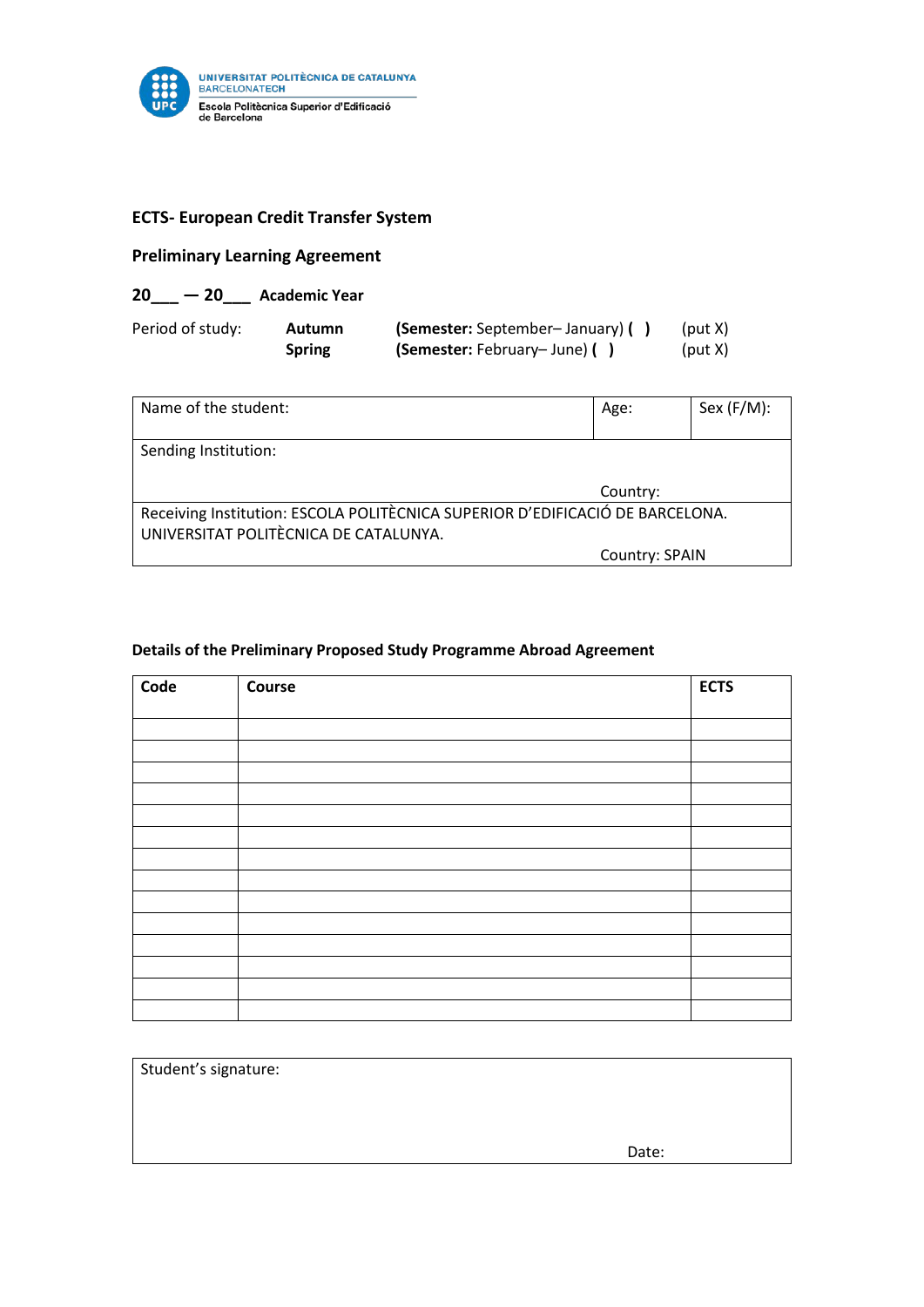UNIVERSITAT POLITÈCNICA DE CATALUNYA
BARCELONATECH
Escola Politècnica Superior d'Edificació de Barcelona

**ECTS- European Credit Transfer System**

**Preliminary Learning Agreement**

**20___ — 20___ Academic Year**

Period of study: **Autumn** **(Semester:** September– January) **( )** (put X)
**Spring** **(Semester:** February– June) **( )** (put X)

| Name of the student: | Age: | Sex (F/M): |
|---|---|---|
| Sending Institution: Country: | | |
| Receiving Institution: ESCOLA POLITÈCNICA SUPERIOR D'EDIFICACIÓ DE BARCELONA. UNIVERSITAT POLITÈCNICA DE CATALUNYA. Country: SPAIN | | |

**Details of the Preliminary Proposed Study Programme Abroad Agreement**

| Code | Course | ECTS |
|---|---|---|
| | | |
| | | |
| | | |
| | | |
| | | |
| | | |
| | | |
| | | |
| | | |
| | | |
| | | |
| | | |
| | | |
| | | |

| Student's signature: Date: |
|---|